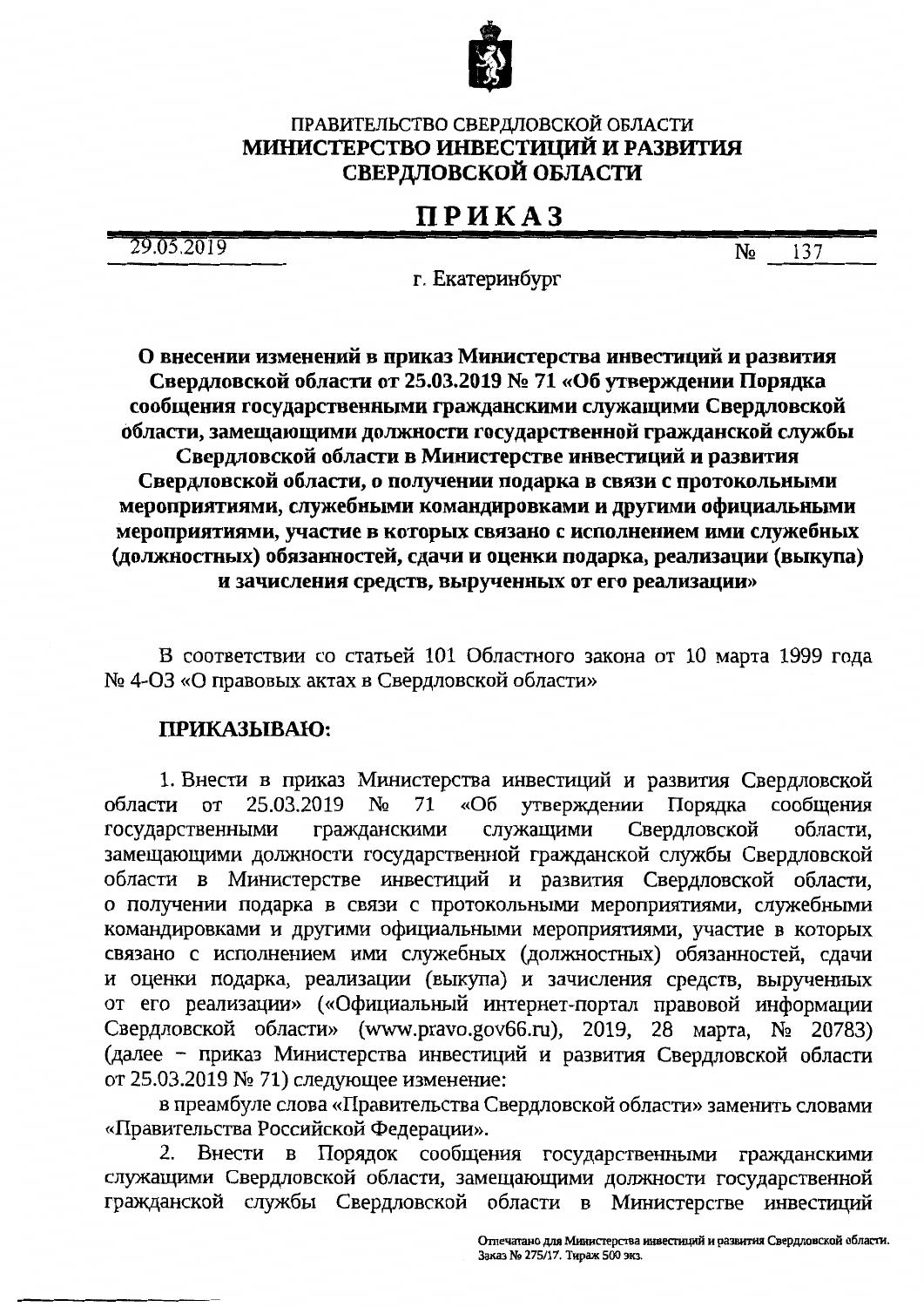ПРАВИТЕЛЬСТВО СВЕРДЛОВСКОЙ ОБЛАСТИ
**МИНИСТЕРСТВО ИНВЕСТИЦИЙ И РАЗВИТИЯ СВЕРДЛОВСКОЙ ОБЛАСТИ**

# ПРИКАЗ

29.05.2019 № 137

г. Екатеринбург

**О внесении изменений в приказ Министерства инвестиций и развития Свердловской области от 25.03.2019 № 71 «Об утверждении Порядка сообщения государственными гражданскими служащими Свердловской области, замещающими должности государственной гражданской службы Свердловской области в Министерстве инвестиций и развития Свердловской области, о получении подарка в связи с протокольными мероприятиями, служебными командировками и другими официальными мероприятиями, участие в которых связано с исполнением ими служебных (должностных) обязанностей, сдачи и оценки подарка, реализации (выкупа) и зачисления средств, вырученных от его реализации»**

В соответствии со статьей 101 Областного закона от 10 марта 1999 года № 4-ОЗ «О правовых актах в Свердловской области»

**ПРИКАЗЫВАЮ:**

1. Внести в приказ Министерства инвестиций и развития Свердловской области от 25.03.2019 № 71 «Об утверждении Порядка сообщения государственными гражданскими служащими Свердловской области, замещающими должности государственной гражданской службы Свердловской области в Министерстве инвестиций и развития Свердловской области, о получении подарка в связи с протокольными мероприятиями, служебными командировками и другими официальными мероприятиями, участие в которых связано с исполнением ими служебных (должностных) обязанностей, сдачи и оценки подарка, реализации (выкупа) и зачисления средств, вырученных от его реализации» («Официальный интернет-портал правовой информации Свердловской области» (www.pravo.gov66.ru), 2019, 28 марта, № 20783) (далее – приказ Министерства инвестиций и развития Свердловской области от 25.03.2019 № 71) следующее изменение:

в преамбуле слова «Правительства Свердловской области» заменить словами «Правительства Российской Федерации».

2. Внести в Порядок сообщения государственными гражданскими служащими Свердловской области, замещающими должности государственной гражданской службы Свердловской области в Министерстве инвестиций

Отпечатано для Министерства инвестиций и развития Свердловской области. Заказ № 275/17. Тираж 500 экз.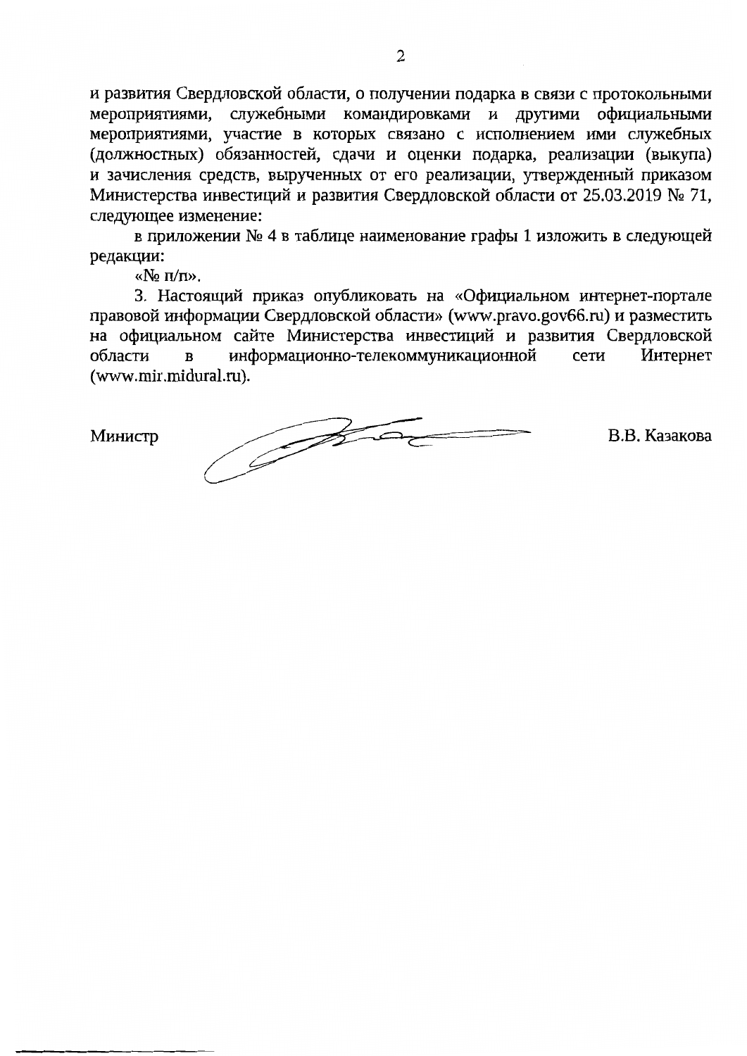и развития Свердловской области, о получении подарка в связи с протокольными мероприятиями, служебными командировками и другими официальными мероприятиями, участие в которых связано с исполнением ими служебных (должностных) обязанностей, сдачи и оценки подарка, реализации (выкупа) и зачисления средств, вырученных от его реализации, утвержденный приказом Министерства инвестиций и развития Свердловской области от 25.03.2019 № 71, следующее изменение:

в приложении № 4 в таблице наименование графы 1 изложить в следующей редакции:

«№ п/п».

3. Настоящий приказ опубликовать на «Официальном интернет-портале правовой информации Свердловской области» (www.pravo.gov66.ru) и разместить на официальном сайте Министерства инвестиций и развития Свердловской области в информационно-телекоммуникационной сети Интернет (www.mir.midural.ru).

Министр В.В. Казакова